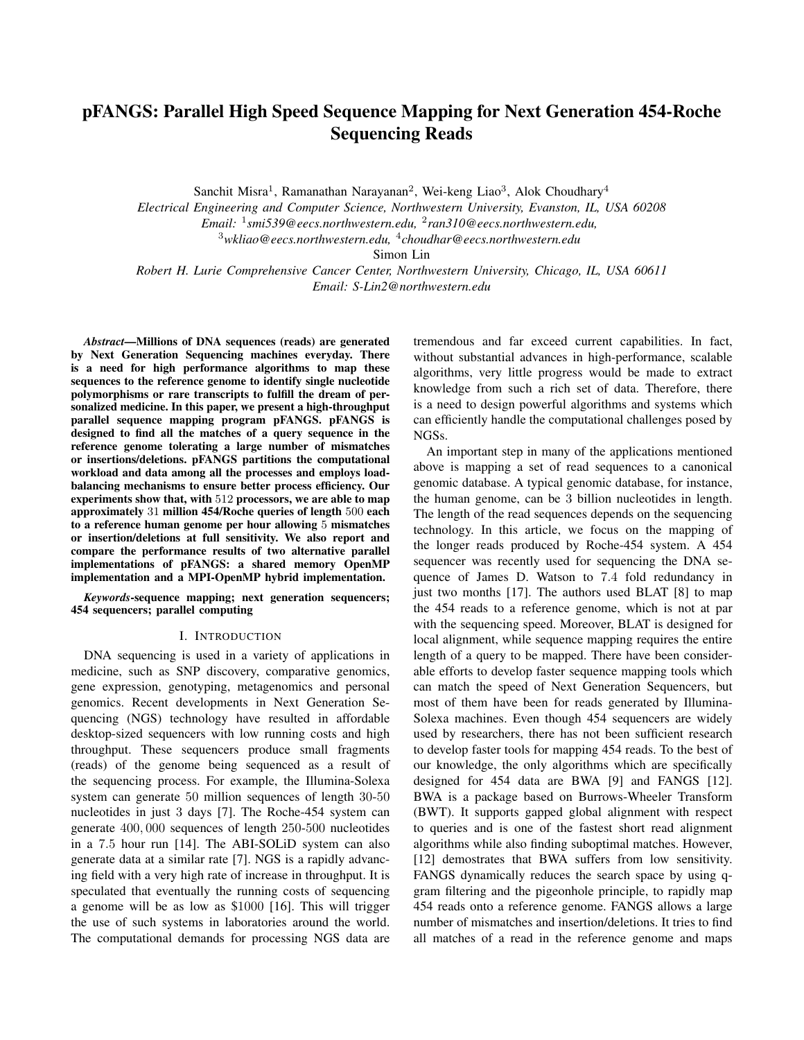# pFANGS: Parallel High Speed Sequence Mapping for Next Generation 454-Roche Sequencing Reads

Sanchit Misra[1], Ramanathan Narayanan[2], Wei-keng Liao[3], Alok Choudhary[4]

*Electrical Engineering and Computer Science, Northwestern University, Evanston, IL, USA 60208*

*Email: [1]smi539@eecs.northwestern.edu, [2]ran310@eecs.northwestern.edu, [3]wkliao@eecs.northwestern.edu, [4]choudhar@eecs.northwestern.edu*

Simon Lin

*Robert H. Lurie Comprehensive Cancer Center, Northwestern University, Chicago, IL, USA 60611*

*Email: S-Lin2@northwestern.edu*

***Abstract*—Millions of DNA sequences (reads) are generated by Next Generation Sequencing machines everyday. There is a need for high performance algorithms to map these sequences to the reference genome to identify single nucleotide polymorphisms or rare transcripts to fulfill the dream of personalized medicine. In this paper, we present a high-throughput parallel sequence mapping program pFANGS. pFANGS is designed to find all the matches of a query sequence in the reference genome tolerating a large number of mismatches or insertions/deletions. pFANGS partitions the computational workload and data among all the processes and employs load-balancing mechanisms to ensure better process efficiency. Our experiments show that, with $512$ processors, we are able to map approximately $31$ million 454/Roche queries of length $500$ each to a reference human genome per hour allowing $5$ mismatches or insertion/deletions at full sensitivity. We also report and compare the performance results of two alternative parallel implementations of pFANGS: a shared memory OpenMP implementation and a MPI-OpenMP hybrid implementation.**

***Keywords*-sequence mapping; next generation sequencers; 454 sequencers; parallel computing**

## I. Introduction

DNA sequencing is used in a variety of applications in medicine, such as SNP discovery, comparative genomics, gene expression, genotyping, metagenomics and personal genomics. Recent developments in Next Generation Sequencing (NGS) technology have resulted in affordable desktop-sized sequencers with low running costs and high throughput. These sequencers produce small fragments (reads) of the genome being sequenced as a result of the sequencing process. For example, the Illumina-Solexa system can generate $50$ million sequences of length 30-50 nucleotides in just $3$ days [7]. The Roche-454 system can generate $400,000$ sequences of length 250-500 nucleotides in a $7.5$ hour run [14]. The ABI-SOLiD system can also generate data at a similar rate [7]. NGS is a rapidly advancing field with a very high rate of increase in throughput. It is speculated that eventually the running costs of sequencing a genome will be as low as $1000 [16]. This will trigger the use of such systems in laboratories around the world. The computational demands for processing NGS data are tremendous and far exceed current capabilities. In fact, without substantial advances in high-performance, scalable algorithms, very little progress would be made to extract knowledge from such a rich set of data. Therefore, there is a need to design powerful algorithms and systems which can efficiently handle the computational challenges posed by NGSs.

An important step in many of the applications mentioned above is mapping a set of read sequences to a canonical genomic database. A typical genomic database, for instance, the human genome, can be 3 billion nucleotides in length. The length of the read sequences depends on the sequencing technology. In this article, we focus on the mapping of the longer reads produced by Roche-454 system. A 454 sequencer was recently used for sequencing the DNA sequence of James D. Watson to $7.4$ fold redundancy in just two months [17]. The authors used BLAT [8] to map the 454 reads to a reference genome, which is not at par with the sequencing speed. Moreover, BLAT is designed for local alignment, while sequence mapping requires the entire length of a query to be mapped. There have been considerable efforts to develop faster sequence mapping tools which can match the speed of Next Generation Sequencers, but most of them have been for reads generated by Illumina-Solexa machines. Even though 454 sequencers are widely used by researchers, there has not been sufficient research to develop faster tools for mapping 454 reads. To the best of our knowledge, the only algorithms which are specifically designed for 454 data are BWA [9] and FANGS [12]. BWA is a package based on Burrows-Wheeler Transform (BWT). It supports gapped global alignment with respect to queries and is one of the fastest short read alignment algorithms while also finding suboptimal matches. However, [12] demostrates that BWA suffers from low sensitivity. FANGS dynamically reduces the search space by using q-gram filtering and the pigeonhole principle, to rapidly map 454 reads onto a reference genome. FANGS allows a large number of mismatches and insertion/deletions. It tries to find all matches of a read in the reference genome and maps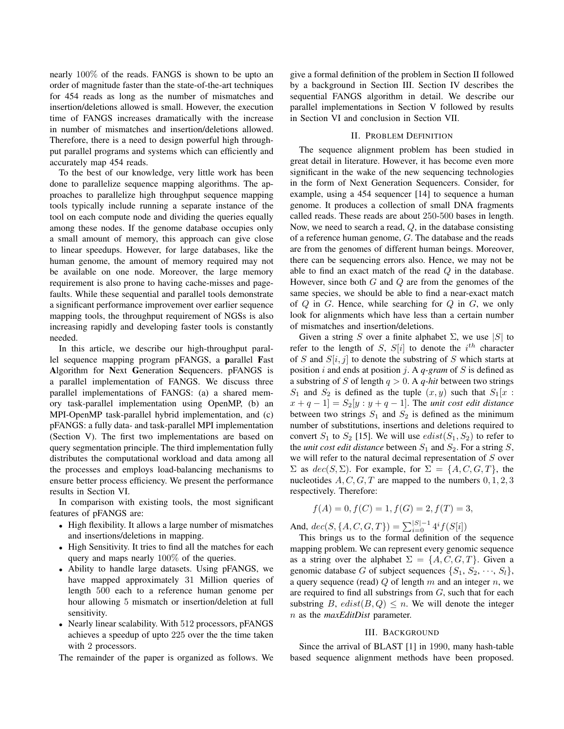nearly $100\%$ of the reads. FANGS is shown to be upto an order of magnitude faster than the state-of-the-art techniques for 454 reads as long as the number of mismatches and insertion/deletions allowed is small. However, the execution time of FANGS increases dramatically with the increase in number of mismatches and insertion/deletions allowed. Therefore, there is a need to design powerful high throughput parallel programs and systems which can efficiently and accurately map 454 reads.

To the best of our knowledge, very little work has been done to parallelize sequence mapping algorithms. The approaches to parallelize high throughput sequence mapping tools typically include running a separate instance of the tool on each compute node and dividing the queries equally among these nodes. If the genome database occupies only a small amount of memory, this approach can give close to linear speedups. However, for large databases, like the human genome, the amount of memory required may not be available on one node. Moreover, the large memory requirement is also prone to having cache-misses and page-faults. While these sequential and parallel tools demonstrate a significant performance improvement over earlier sequence mapping tools, the throughput requirement of NGSs is also increasing rapidly and developing faster tools is constantly needed.

In this article, we describe our high-throughput parallel sequence mapping program pFANGS, a **p**arallel **F**ast **A**lgorithm for **N**ext **G**eneration **S**equencers. pFANGS is a parallel implementation of FANGS. We discuss three parallel implementations of FANGS: (a) a shared memory task-parallel implementation using OpenMP, (b) an MPI-OpenMP task-parallel hybrid implementation, and (c) pFANGS: a fully data- and task-parallel MPI implementation (Section V). The first two implementations are based on query segmentation principle. The third implementation fully distributes the computational workload and data among all the processes and employs load-balancing mechanisms to ensure better process efficiency. We present the performance results in Section VI.

In comparison with existing tools, the most significant features of pFANGS are:

- High flexibility. It allows a large number of mismatches and insertions/deletions in mapping.
- High Sensitivity. It tries to find all the matches for each query and maps nearly $100\%$ of the queries.
- Ability to handle large datasets. Using pFANGS, we have mapped approximately 31 Million queries of length 500 each to a reference human genome per hour allowing 5 mismatch or insertion/deletion at full sensitivity.
- Nearly linear scalability. With 512 processors, pFANGS achieves a speedup of upto 225 over the the time taken with 2 processors.

The remainder of the paper is organized as follows. We give a formal definition of the problem in Section II followed by a background in Section III. Section IV describes the sequential FANGS algorithm in detail. We describe our parallel implementations in Section V followed by results in Section VI and conclusion in Section VII.

## II. Problem Definition

The sequence alignment problem has been studied in great detail in literature. However, it has become even more significant in the wake of the new sequencing technologies in the form of Next Generation Sequencers. Consider, for example, using a 454 sequencer [14] to sequence a human genome. It produces a collection of small DNA fragments called reads. These reads are about 250-500 bases in length. Now, we need to search a read, $Q$, in the database consisting of a reference human genome, $G$. The database and the reads are from the genomes of different human beings. Moreover, there can be sequencing errors also. Hence, we may not be able to find an exact match of the read $Q$ in the database. However, since both $G$ and $Q$ are from the genomes of the same species, we should be able to find a near-exact match of $Q$ in $G$. Hence, while searching for $Q$ in $G$, we only look for alignments which have less than a certain number of mismatches and insertion/deletions.

Given a string $S$ over a finite alphabet $\Sigma$, we use $|S|$ to refer to the length of $S$, $S[i]$ to denote the $i^{th}$ character of $S$ and $S[i,j]$ to denote the substring of $S$ which starts at position $i$ and ends at position $j$. A *q-gram* of $S$ is defined as a substring of $S$ of length $q > 0$. A *q-hit* between two strings $S_1$ and $S_2$ is defined as the tuple $(x, y)$ such that $S_1[x : x+q-1] = S_2[y : y+q-1]$. The *unit cost edit distance* between two strings $S_1$ and $S_2$ is defined as the minimum number of substitutions, insertions and deletions required to convert $S_1$ to $S_2$ [15]. We will use $edist(S_1, S_2)$ to refer to the *unit cost edit distance* between $S_1$ and $S_2$. For a string $S$, we will refer to the natural decimal representation of $S$ over $\Sigma$ as $dec(S, \Sigma)$. For example, for $\Sigma = \{A, C, G, T\}$, the nucleotides $A, C, G, T$ are mapped to the numbers $0, 1, 2, 3$ respectively. Therefore:

$$f(A) = 0, f(C) = 1, f(G) = 2, f(T) = 3,$$

And, $dec(S, \{A, C, G, T\}) = \sum_{i=0}^{|S|-1} 4^i f(S[i])$

This brings us to the formal definition of the sequence mapping problem. We can represent every genomic sequence as a string over the alphabet $\Sigma = \{A, C, G, T\}$. Given a genomic database $G$ of subject sequences $\{S_1, S_2, \cdots, S_l\}$, a query sequence (read) $Q$ of length $m$ and an integer $n$, we are required to find all substrings from $G$, such that for each substring $B$, $edist(B, Q) \leq n$. We will denote the integer $n$ as the *maxEditDist* parameter.

## III. Background

Since the arrival of BLAST [1] in 1990, many hash-table based sequence alignment methods have been proposed.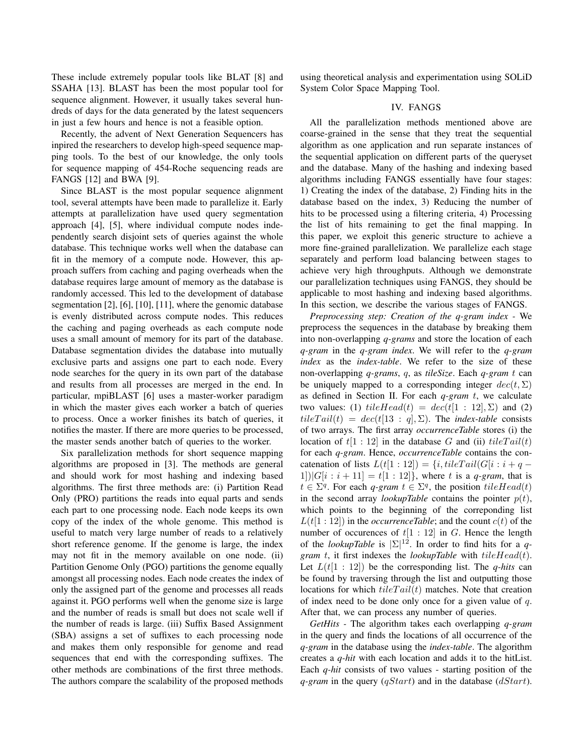These include extremely popular tools like BLAT [8] and SSAHA [13]. BLAST has been the most popular tool for sequence alignment. However, it usually takes several hundreds of days for the data generated by the latest sequencers in just a few hours and hence is not a feasible option.

Recently, the advent of Next Generation Sequencers has inpired the researchers to develop high-speed sequence mapping tools. To the best of our knowledge, the only tools for sequence mapping of 454-Roche sequencing reads are FANGS [12] and BWA [9].

Since BLAST is the most popular sequence alignment tool, several attempts have been made to parallelize it. Early attempts at parallelization have used query segmentation approach [4], [5], where individual compute nodes independently search disjoint sets of queries against the whole database. This technique works well when the database can fit in the memory of a compute node. However, this approach suffers from caching and paging overheads when the database requires large amount of memory as the database is randomly accessed. This led to the development of database segmentation [2], [6], [10], [11], where the genomic database is evenly distributed across compute nodes. This reduces the caching and paging overheads as each compute node uses a small amount of memory for its part of the database. Database segmentation divides the database into mutually exclusive parts and assigns one part to each node. Every node searches for the query in its own part of the database and results from all processes are merged in the end. In particular, mpiBLAST [6] uses a master-worker paradigm in which the master gives each worker a batch of queries to process. Once a worker finishes its batch of queries, it notifies the master. If there are more queries to be processed, the master sends another batch of queries to the worker.

Six parallelization methods for short sequence mapping algorithms are proposed in [3]. The methods are general and should work for most hashing and indexing based algorithms. The first three methods are: (i) Partition Read Only (PRO) partitions the reads into equal parts and sends each part to one processing node. Each node keeps its own copy of the index of the whole genome. This method is useful to match very large number of reads to a relatively short reference genome. If the genome is large, the index may not fit in the memory available on one node. (ii) Partition Genome Only (PGO) partitions the genome equally amongst all processing nodes. Each node creates the index of only the assigned part of the genome and processes all reads against it. PGO performs well when the genome size is large and the number of reads is small but does not scale well if the number of reads is large. (iii) Suffix Based Assignment (SBA) assigns a set of suffixes to each processing node and makes them only responsible for genome and read sequences that end with the corresponding suffixes. The other methods are combinations of the first three methods. The authors compare the scalability of the proposed methods using theoretical analysis and experimentation using SOLiD System Color Space Mapping Tool.

## IV. FANGS

All the parallelization methods mentioned above are coarse-grained in the sense that they treat the sequential algorithm as one application and run separate instances of the sequential application on different parts of the queryset and the database. Many of the hashing and indexing based algorithms including FANGS essentially have four stages: 1) Creating the index of the database, 2) Finding hits in the database based on the index, 3) Reducing the number of hits to be processed using a filtering criteria, 4) Processing the list of hits remaining to get the final mapping. In this paper, we exploit this generic structure to achieve a more fine-grained parallelization. We parallelize each stage separately and perform load balancing between stages to achieve very high throughputs. Although we demonstrate our parallelization techniques using FANGS, they should be applicable to most hashing and indexing based algorithms. In this section, we describe the various stages of FANGS.

*Preprocessing step: Creation of the q-gram index* - We preprocess the sequences in the database by breaking them into non-overlapping *q-grams* and store the location of each *q-gram* in the *q-gram index*. We will refer to the *q-gram index* as the *index-table*. We refer to the size of these non-overlapping *q-grams*, $q$, as *tileSize*. Each *q-gram* $t$ can be uniquely mapped to a corresponding integer $dec(t, \Sigma)$ as defined in Section II. For each *q-gram* $t$, we calculate two values: (1) $tileHead(t) = dec(t[1:12], \Sigma)$ and (2) $tileTail(t) = dec(t[13:q], \Sigma)$. The *index-table* consists of two arrays. The first array *occurrenceTable* stores (i) the location of $t[1:12]$ in the database $G$ and (ii) $tileTail(t)$ for each *q-gram*. Hence, *occurrenceTable* contains the concatenation of lists $L(t[1:12]) = \{i, tileTail(G[i:i+q-1]) | G[i:i+11] = t[1:12]\}$, where $t$ is a *q-gram*, that is $t \in \Sigma^q$. For each *q-gram* $t \in \Sigma^q$, the position $tileHead(t)$ in the second array *lookupTable* contains the pointer $p(t)$, which points to the beginning of the correponding list $L(t[1:12])$ in the *occurrenceTable*; and the count $c(t)$ of the number of occurences of $t[1:12]$ in $G$. Hence the length of the *lookupTable* is $|\Sigma|^{12}$. In order to find hits for a *q-gram* $t$, it first indexes the *lookupTable* with $tileHead(t)$. Let $L(t[1:12])$ be the corresponding list. The *q-hits* can be found by traversing through the list and outputting those locations for which $tileTail(t)$ matches. Note that creation of index need to be done only once for a given value of $q$. After that, we can process any number of queries.

*GetHits* - The algorithm takes each overlapping *q-gram* in the query and finds the locations of all occurrence of the *q-gram* in the database using the *index-table*. The algorithm creates a *q-hit* with each location and adds it to the hitList. Each *q-hit* consists of two values - starting position of the *q-gram* in the query ($qStart$) and in the database ($dStart$).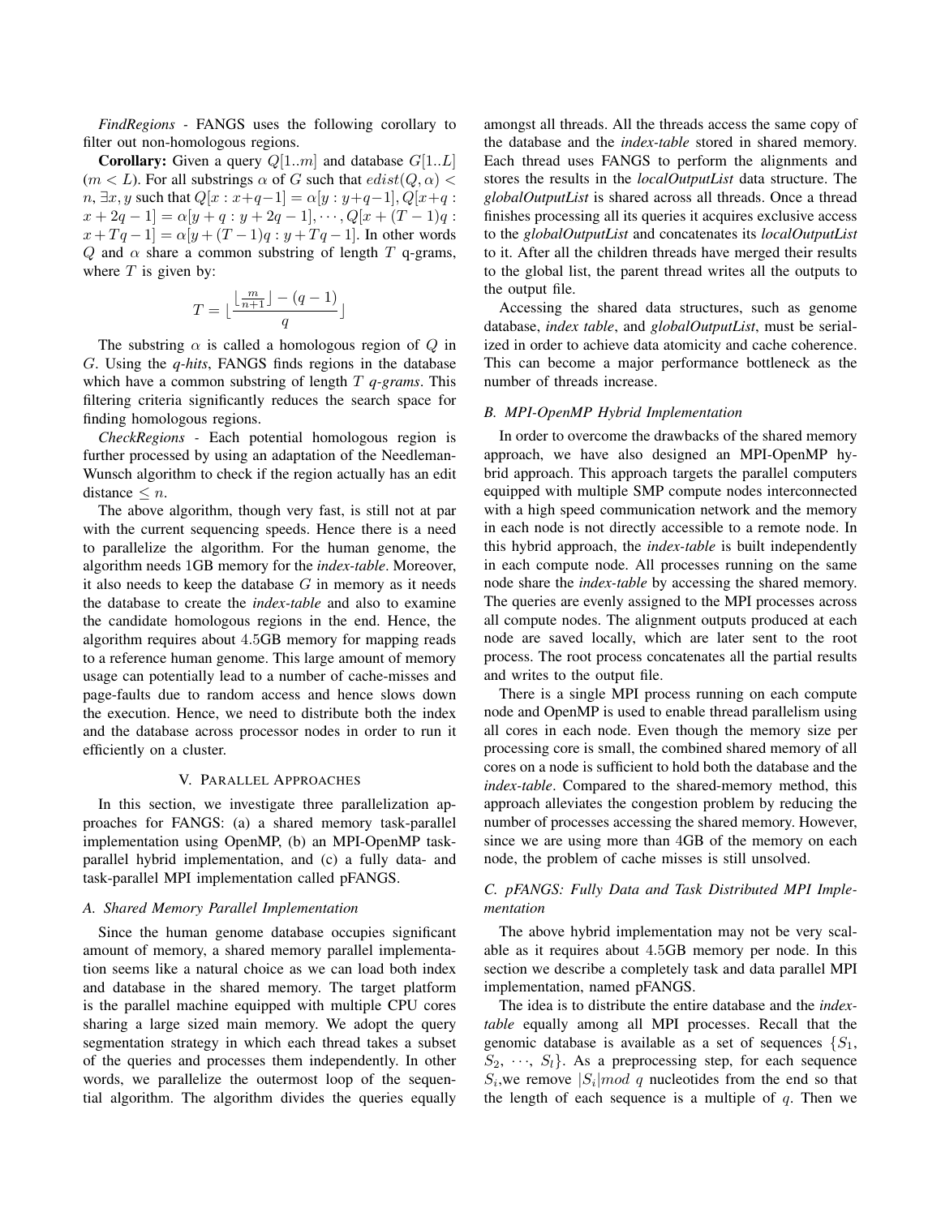*FindRegions* - FANGS uses the following corollary to filter out non-homologous regions.

**Corollary:** Given a query $Q[1..m]$ and database $G[1..L]$ ($m < L$). For all substrings $\alpha$ of $G$ such that $edist(Q, \alpha) < n$, $\exists x, y$ such that $Q[x : x{+}q{-}1] = \alpha[y : y{+}q{-}1], Q[x{+}q : x + 2q - 1] = \alpha[y + q : y + 2q - 1], \cdots, Q[x + (T-1)q : x + Tq - 1] = \alpha[y + (T-1)q : y + Tq - 1]$. In other words $Q$ and $\alpha$ share a common substring of length $T$ q-grams, where $T$ is given by:

$$T = \lfloor \frac{\lfloor \frac{m}{n+1} \rfloor - (q-1)}{q} \rfloor$$

The substring $\alpha$ is called a homologous region of $Q$ in $G$. Using the *q-hits*, FANGS finds regions in the database which have a common substring of length $T$ *q-grams*. This filtering criteria significantly reduces the search space for finding homologous regions.

*CheckRegions* - Each potential homologous region is further processed by using an adaptation of the Needleman-Wunsch algorithm to check if the region actually has an edit distance $\leq n$.

The above algorithm, though very fast, is still not at par with the current sequencing speeds. Hence there is a need to parallelize the algorithm. For the human genome, the algorithm needs 1GB memory for the *index-table*. Moreover, it also needs to keep the database $G$ in memory as it needs the database to create the *index-table* and also to examine the candidate homologous regions in the end. Hence, the algorithm requires about 4.5GB memory for mapping reads to a reference human genome. This large amount of memory usage can potentially lead to a number of cache-misses and page-faults due to random access and hence slows down the execution. Hence, we need to distribute both the index and the database across processor nodes in order to run it efficiently on a cluster.

## V. Parallel Approaches

In this section, we investigate three parallelization approaches for FANGS: (a) a shared memory task-parallel implementation using OpenMP, (b) an MPI-OpenMP task-parallel hybrid implementation, and (c) a fully data- and task-parallel MPI implementation called pFANGS.

### A. Shared Memory Parallel Implementation

Since the human genome database occupies significant amount of memory, a shared memory parallel implementation seems like a natural choice as we can load both index and database in the shared memory. The target platform is the parallel machine equipped with multiple CPU cores sharing a large sized main memory. We adopt the query segmentation strategy in which each thread takes a subset of the queries and processes them independently. In other words, we parallelize the outermost loop of the sequential algorithm. The algorithm divides the queries equally amongst all threads. All the threads access the same copy of the database and the *index-table* stored in shared memory. Each thread uses FANGS to perform the alignments and stores the results in the *localOutputList* data structure. The *globalOutputList* is shared across all threads. Once a thread finishes processing all its queries it acquires exclusive access to the *globalOutputList* and concatenates its *localOutputList* to it. After all the children threads have merged their results to the global list, the parent thread writes all the outputs to the output file.

Accessing the shared data structures, such as genome database, *index table*, and *globalOutputList*, must be serialized in order to achieve data atomicity and cache coherence. This can become a major performance bottleneck as the number of threads increase.

### B. MPI-OpenMP Hybrid Implementation

In order to overcome the drawbacks of the shared memory approach, we have also designed an MPI-OpenMP hybrid approach. This approach targets the parallel computers equipped with multiple SMP compute nodes interconnected with a high speed communication network and the memory in each node is not directly accessible to a remote node. In this hybrid approach, the *index-table* is built independently in each compute node. All processes running on the same node share the *index-table* by accessing the shared memory. The queries are evenly assigned to the MPI processes across all compute nodes. The alignment outputs produced at each node are saved locally, which are later sent to the root process. The root process concatenates all the partial results and writes to the output file.

There is a single MPI process running on each compute node and OpenMP is used to enable thread parallelism using all cores in each node. Even though the memory size per processing core is small, the combined shared memory of all cores on a node is sufficient to hold both the database and the *index-table*. Compared to the shared-memory method, this approach alleviates the congestion problem by reducing the number of processes accessing the shared memory. However, since we are using more than 4GB of the memory on each node, the problem of cache misses is still unsolved.

### C. pFANGS: Fully Data and Task Distributed MPI Implementation

The above hybrid implementation may not be very scalable as it requires about 4.5GB memory per node. In this section we describe a completely task and data parallel MPI implementation, named pFANGS.

The idea is to distribute the entire database and the *index-table* equally among all MPI processes. Recall that the genomic database is available as a set of sequences $\{S_1, S_2, \cdots, S_l\}$. As a preprocessing step, for each sequence $S_i$, we remove $|S_i| mod\ q$ nucleotides from the end so that the length of each sequence is a multiple of $q$. Then we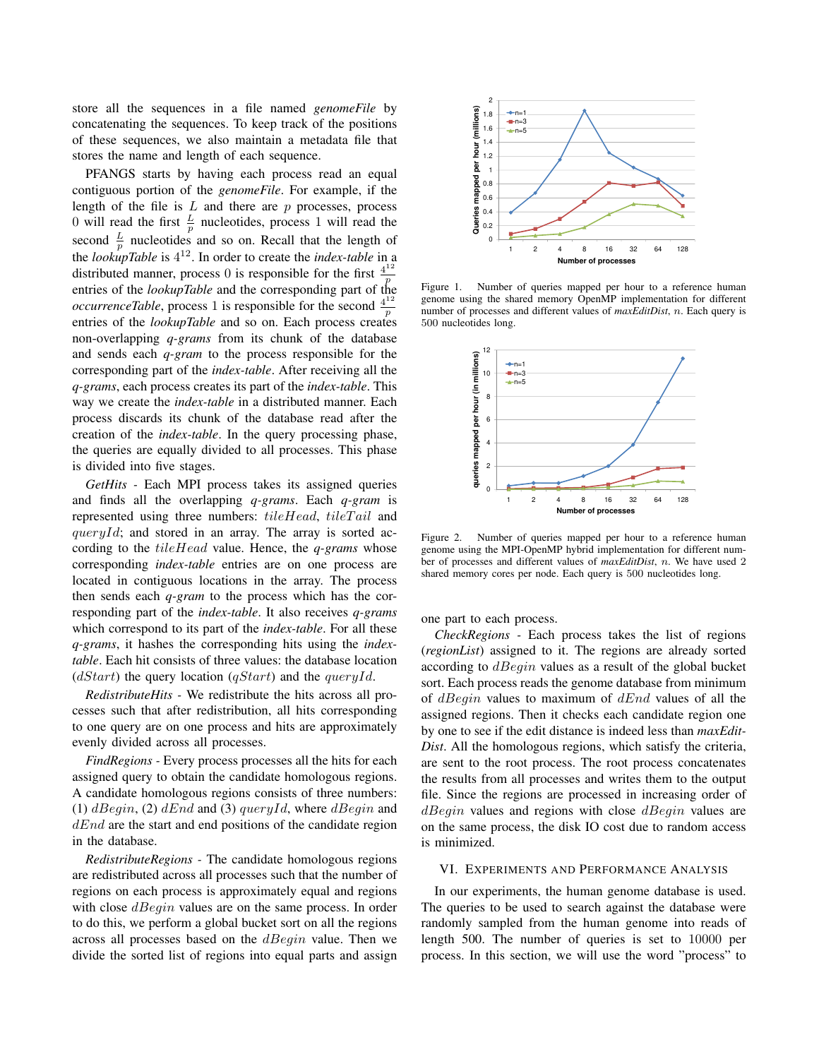store all the sequences in a file named *genomeFile* by concatenating the sequences. To keep track of the positions of these sequences, we also maintain a metadata file that stores the name and length of each sequence.

PFANGS starts by having each process read an equal contiguous portion of the *genomeFile*. For example, if the length of the file is $L$ and there are $p$ processes, process $0$ will read the first $\frac{L}{p}$ nucleotides, process $1$ will read the second $\frac{L}{p}$ nucleotides and so on. Recall that the length of the *lookupTable* is $4^{12}$. In order to create the *index-table* in a distributed manner, process $0$ is responsible for the first $\frac{4^{12}}{p}$ entries of the *lookupTable* and the corresponding part of the *occurrenceTable*, process $1$ is responsible for the second $\frac{4^{12}}{p}$ entries of the *lookupTable* and so on. Each process creates non-overlapping *q-grams* from its chunk of the database and sends each *q-gram* to the process responsible for the corresponding part of the *index-table*. After receiving all the *q-grams*, each process creates its part of the *index-table*. This way we create the *index-table* in a distributed manner. Each process discards its chunk of the database read after the creation of the *index-table*. In the query processing phase, the queries are equally divided to all processes. This phase is divided into five stages.

*GetHits* - Each MPI process takes its assigned queries and finds all the overlapping *q-grams*. Each *q-gram* is represented using three numbers: $tileHead$, $tileTail$ and $queryId$; and stored in an array. The array is sorted according to the $tileHead$ value. Hence, the *q-grams* whose corresponding *index-table* entries are on one process are located in contiguous locations in the array. The process then sends each *q-gram* to the process which has the corresponding part of the *index-table*. It also receives *q-grams* which correspond to its part of the *index-table*. For all these *q-grams*, it hashes the corresponding hits using the *index-table*. Each hit consists of three values: the database location ($dStart$) the query location ($qStart$) and the $queryId$.

*RedistributeHits* - We redistribute the hits across all processes such that after redistribution, all hits corresponding to one query are on one process and hits are approximately evenly divided across all processes.

*FindRegions* - Every process processes all the hits for each assigned query to obtain the candidate homologous regions. A candidate homologous regions consists of three numbers: (1) $dBegin$, (2) $dEnd$ and (3) $queryId$, where $dBegin$ and $dEnd$ are the start and end positions of the candidate region in the database.

*RedistributeRegions* - The candidate homologous regions are redistributed across all processes such that the number of regions on each process is approximately equal and regions with close $dBegin$ values are on the same process. In order to do this, we perform a global bucket sort on all the regions across all processes based on the $dBegin$ value. Then we divide the sorted list of regions into equal parts and assign one part to each process.

2
1.8
1.6
1.4
1.2
1
0.8
0.6
0.4
0.2
0
Queries mapped per hour (millions)
n=1
n=3
n=5
1 2 4 8 16 32 64 128
Number of processes

Figure 1. Number of queries mapped per hour to a reference human genome using the shared memory OpenMP implementation for different number of processes and different values of *maxEditDist*, $n$. Each query is 500 nucleotides long.

12
10
8
6
4
2
0
queries mapped per hour (in millions)
n=1
n=3
n=5
1 2 4 8 16 32 64 128
Number of processes

Figure 2. Number of queries mapped per hour to a reference human genome using the MPI-OpenMP hybrid implementation for different number of processes and different values of *maxEditDist*, $n$. We have used 2 shared memory cores per node. Each query is 500 nucleotides long.

*CheckRegions* - Each process takes the list of regions (*regionList*) assigned to it. The regions are already sorted according to $dBegin$ values as a result of the global bucket sort. Each process reads the genome database from minimum of $dBegin$ values to maximum of $dEnd$ values of all the assigned regions. Then it checks each candidate region one by one to see if the edit distance is indeed less than *maxEditDist*. All the homologous regions, which satisfy the criteria, are sent to the root process. The root process concatenates the results from all processes and writes them to the output file. Since the regions are processed in increasing order of $dBegin$ values and regions with close $dBegin$ values are on the same process, the disk IO cost due to random access is minimized.

## VI. Experiments and Performance Analysis

In our experiments, the human genome database is used. The queries to be used to search against the database were randomly sampled from the human genome into reads of length 500. The number of queries is set to 10000 per process. In this section, we will use the word "process" to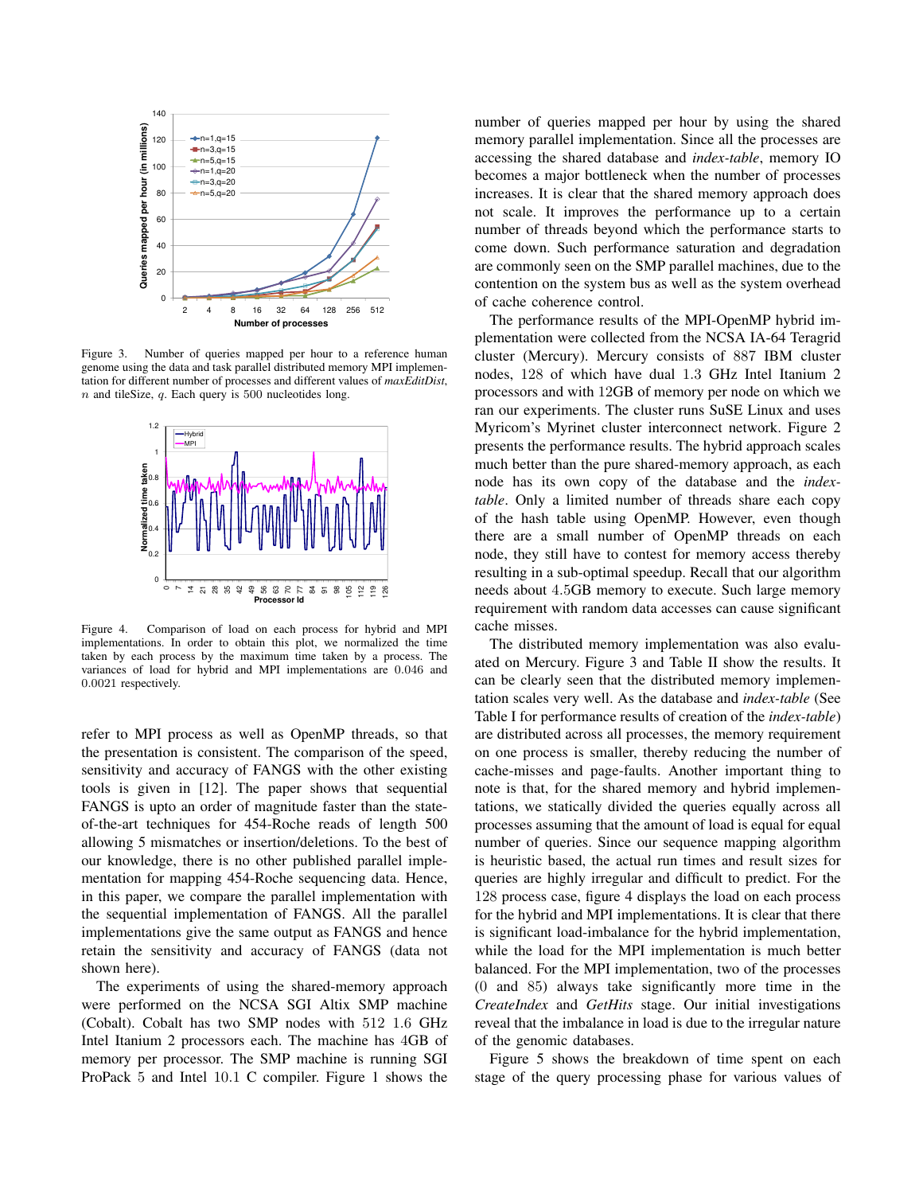Figure 3. Number of queries mapped per hour to a reference human genome using the data and task parallel distributed memory MPI implementation for different number of processes and different values of *maxEditDist*, $n$ and tileSize, $q$. Each query is 500 nucleotides long.

Figure 4. Comparison of load on each process for hybrid and MPI implementations. In order to obtain this plot, we normalized the time taken by each process by the maximum time taken by a process. The variances of load for hybrid and MPI implementations are 0.046 and 0.0021 respectively.

refer to MPI process as well as OpenMP threads, so that the presentation is consistent. The comparison of the speed, sensitivity and accuracy of FANGS with the other existing tools is given in [12]. The paper shows that sequential FANGS is upto an order of magnitude faster than the state-of-the-art techniques for 454-Roche reads of length 500 allowing 5 mismatches or insertion/deletions. To the best of our knowledge, there is no other published parallel implementation for mapping 454-Roche sequencing data. Hence, in this paper, we compare the parallel implementation with the sequential implementation of FANGS. All the parallel implementations give the same output as FANGS and hence retain the sensitivity and accuracy of FANGS (data not shown here).

The experiments of using the shared-memory approach were performed on the NCSA SGI Altix SMP machine (Cobalt). Cobalt has two SMP nodes with 512 1.6 GHz Intel Itanium 2 processors each. The machine has 4GB of memory per processor. The SMP machine is running SGI ProPack 5 and Intel 10.1 C compiler. Figure 1 shows the number of queries mapped per hour by using the shared memory parallel implementation. Since all the processes are accessing the shared database and *index-table*, memory IO becomes a major bottleneck when the number of processes increases. It is clear that the shared memory approach does not scale. It improves the performance up to a certain number of threads beyond which the performance starts to come down. Such performance saturation and degradation are commonly seen on the SMP parallel machines, due to the contention on the system bus as well as the system overhead of cache coherence control.

The performance results of the MPI-OpenMP hybrid implementation were collected from the NCSA IA-64 Teragrid cluster (Mercury). Mercury consists of 887 IBM cluster nodes, 128 of which have dual 1.3 GHz Intel Itanium 2 processors and with 12GB of memory per node on which we ran our experiments. The cluster runs SuSE Linux and uses Myricom's Myrinet cluster interconnect network. Figure 2 presents the performance results. The hybrid approach scales much better than the pure shared-memory approach, as each node has its own copy of the database and the *index-table*. Only a limited number of threads share each copy of the hash table using OpenMP. However, even though there are a small number of OpenMP threads on each node, they still have to contest for memory access thereby resulting in a sub-optimal speedup. Recall that our algorithm needs about 4.5GB memory to execute. Such large memory requirement with random data accesses can cause significant cache misses.

The distributed memory implementation was also evaluated on Mercury. Figure 3 and Table II show the results. It can be clearly seen that the distributed memory implementation scales very well. As the database and *index-table* (See Table I for performance results of creation of the *index-table*) are distributed across all processes, the memory requirement on one process is smaller, thereby reducing the number of cache-misses and page-faults. Another important thing to note is that, for the shared memory and hybrid implementations, we statically divided the queries equally across all processes assuming that the amount of load is equal for equal number of queries. Since our sequence mapping algorithm is heuristic based, the actual run times and result sizes for queries are highly irregular and difficult to predict. For the 128 process case, figure 4 displays the load on each process for the hybrid and MPI implementations. It is clear that there is significant load-imbalance for the hybrid implementation, while the load for the MPI implementation is much better balanced. For the MPI implementation, two of the processes (0 and 85) always take significantly more time in the *CreateIndex* and *GetHits* stage. Our initial investigations reveal that the imbalance in load is due to the irregular nature of the genomic databases.

Figure 5 shows the breakdown of time spent on each stage of the query processing phase for various values of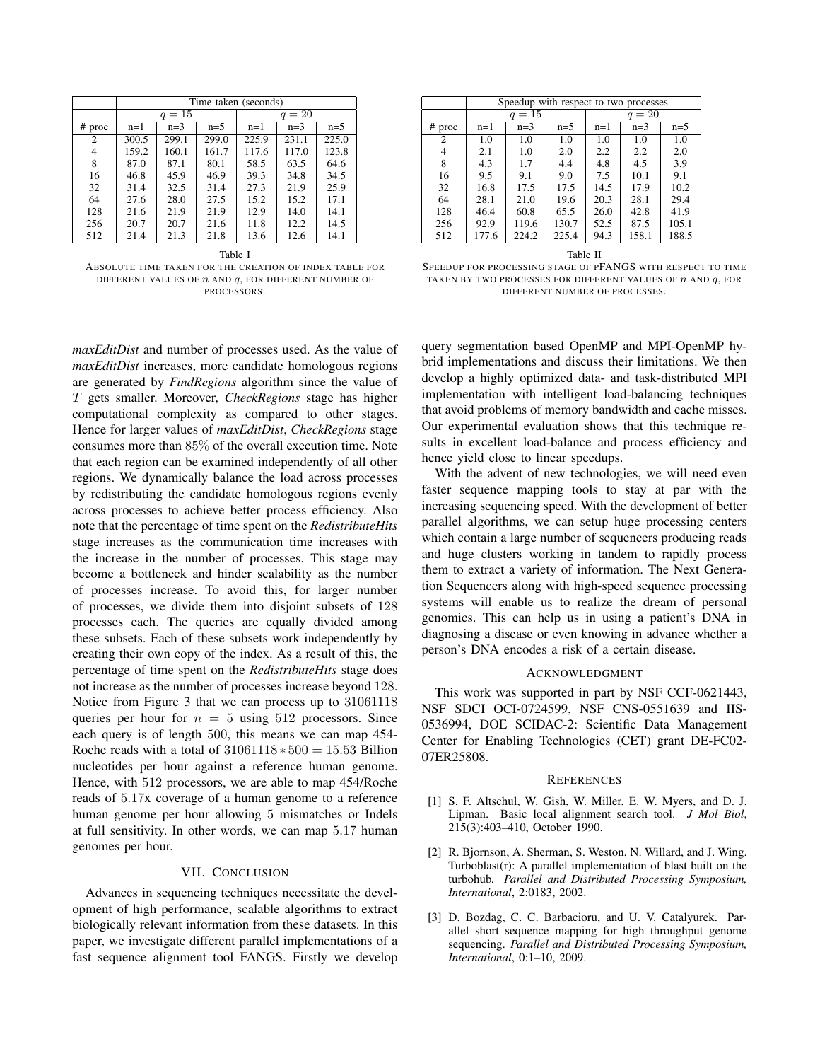| | Time taken (seconds) | | | | | |
|---|---|---|---|---|---|---|
| | $q = 15$ | | | $q = 20$ | | |
| # proc | n=1 | n=3 | n=5 | n=1 | n=3 | n=5 |
| 2 | 300.5 | 299.1 | 299.0 | 225.9 | 231.1 | 225.0 |
| 4 | 159.2 | 160.1 | 161.7 | 117.6 | 117.0 | 123.8 |
| 8 | 87.0 | 87.1 | 80.1 | 58.5 | 63.5 | 64.6 |
| 16 | 46.8 | 45.9 | 46.9 | 39.3 | 34.8 | 34.5 |
| 32 | 31.4 | 32.5 | 31.4 | 27.3 | 21.9 | 25.9 |
| 64 | 27.6 | 28.0 | 27.5 | 15.2 | 15.2 | 17.1 |
| 128 | 21.6 | 21.9 | 21.9 | 12.9 | 14.0 | 14.1 |
| 256 | 20.7 | 20.7 | 21.6 | 11.8 | 12.2 | 14.5 |
| 512 | 21.4 | 21.3 | 21.8 | 13.6 | 12.6 | 14.1 |

Table I
ABSOLUTE TIME TAKEN FOR THE CREATION OF INDEX TABLE FOR DIFFERENT VALUES OF $n$ AND $q$, FOR DIFFERENT NUMBER OF PROCESSORS.

| | Speedup with respect to two processes | | | | | |
|---|---|---|---|---|---|---|
| | $q = 15$ | | | $q = 20$ | | |
| # proc | n=1 | n=3 | n=5 | n=1 | n=3 | n=5 |
| 2 | 1.0 | 1.0 | 1.0 | 1.0 | 1.0 | 1.0 |
| 4 | 2.1 | 1.0 | 2.0 | 2.2 | 2.2 | 2.0 |
| 8 | 4.3 | 1.7 | 4.4 | 4.8 | 4.5 | 3.9 |
| 16 | 9.5 | 9.1 | 9.0 | 7.5 | 10.1 | 9.1 |
| 32 | 16.8 | 17.5 | 17.5 | 14.5 | 17.9 | 10.2 |
| 64 | 28.1 | 21.0 | 19.6 | 20.3 | 28.1 | 29.4 |
| 128 | 46.4 | 60.8 | 65.5 | 26.0 | 42.8 | 41.9 |
| 256 | 92.9 | 119.6 | 130.7 | 52.5 | 87.5 | 105.1 |
| 512 | 177.6 | 224.2 | 225.4 | 94.3 | 158.1 | 188.5 |

Table II
SPEEDUP FOR PROCESSING STAGE OF pFANGS WITH RESPECT TO TIME TAKEN BY TWO PROCESSES FOR DIFFERENT VALUES OF $n$ AND $q$, FOR DIFFERENT NUMBER OF PROCESSES.

*maxEditDist* and number of processes used. As the value of *maxEditDist* increases, more candidate homologous regions are generated by *FindRegions* algorithm since the value of $T$ gets smaller. Moreover, *CheckRegions* stage has higher computational complexity as compared to other stages. Hence for larger values of *maxEditDist*, *CheckRegions* stage consumes more than $85\%$ of the overall execution time. Note that each region can be examined independently of all other regions. We dynamically balance the load across processes by redistributing the candidate homologous regions evenly across processes to achieve better process efficiency. Also note that the percentage of time spent on the *RedistributeHits* stage increases as the communication time increases with the increase in the number of processes. This stage may become a bottleneck and hinder scalability as the number of processes increase. To avoid this, for larger number of processes, we divide them into disjoint subsets of $128$ processes each. The queries are equally divided among these subsets. Each of these subsets work independently by creating their own copy of the index. As a result of this, the percentage of time spent on the *RedistributeHits* stage does not increase as the number of processes increase beyond $128$. Notice from Figure 3 that we can process up to $31061118$ queries per hour for $n = 5$ using $512$ processors. Since each query is of length $500$, this means we can map 454-Roche reads with a total of $31061118 * 500 = 15.53$ Billion nucleotides per hour against a reference human genome. Hence, with $512$ processors, we are able to map 454/Roche reads of $5.17$x coverage of a human genome to a reference human genome per hour allowing $5$ mismatches or Indels at full sensitivity. In other words, we can map $5.17$ human genomes per hour.

## VII. CONCLUSION

Advances in sequencing techniques necessitate the development of high performance, scalable algorithms to extract biologically relevant information from these datasets. In this paper, we investigate different parallel implementations of a fast sequence alignment tool FANGS. Firstly we develop query segmentation based OpenMP and MPI-OpenMP hybrid implementations and discuss their limitations. We then develop a highly optimized data- and task-distributed MPI implementation with intelligent load-balancing techniques that avoid problems of memory bandwidth and cache misses. Our experimental evaluation shows that this technique results in excellent load-balance and process efficiency and hence yield close to linear speedups.

With the advent of new technologies, we will need even faster sequence mapping tools to stay at par with the increasing sequencing speed. With the development of better parallel algorithms, we can setup huge processing centers which contain a large number of sequencers producing reads and huge clusters working in tandem to rapidly process them to extract a variety of information. The Next Generation Sequencers along with high-speed sequence processing systems will enable us to realize the dream of personal genomics. This can help us in using a patient's DNA in diagnosing a disease or even knowing in advance whether a person's DNA encodes a risk of a certain disease.

## ACKNOWLEDGMENT

This work was supported in part by NSF CCF-0621443, NSF SDCI OCI-0724599, NSF CNS-0551639 and IIS-0536994, DOE SCIDAC-2: Scientific Data Management Center for Enabling Technologies (CET) grant DE-FC02-07ER25808.

## REFERENCES

[1] S. F. Altschul, W. Gish, W. Miller, E. W. Myers, and D. J. Lipman. Basic local alignment search tool. *J Mol Biol*, 215(3):403–410, October 1990.

[2] R. Bjornson, A. Sherman, S. Weston, N. Willard, and J. Wing. Turboblast(r): A parallel implementation of blast built on the turbohub. *Parallel and Distributed Processing Symposium, International*, 2:0183, 2002.

[3] D. Bozdag, C. C. Barbacioru, and U. V. Catalyurek. Parallel short sequence mapping for high throughput genome sequencing. *Parallel and Distributed Processing Symposium, International*, 0:1–10, 2009.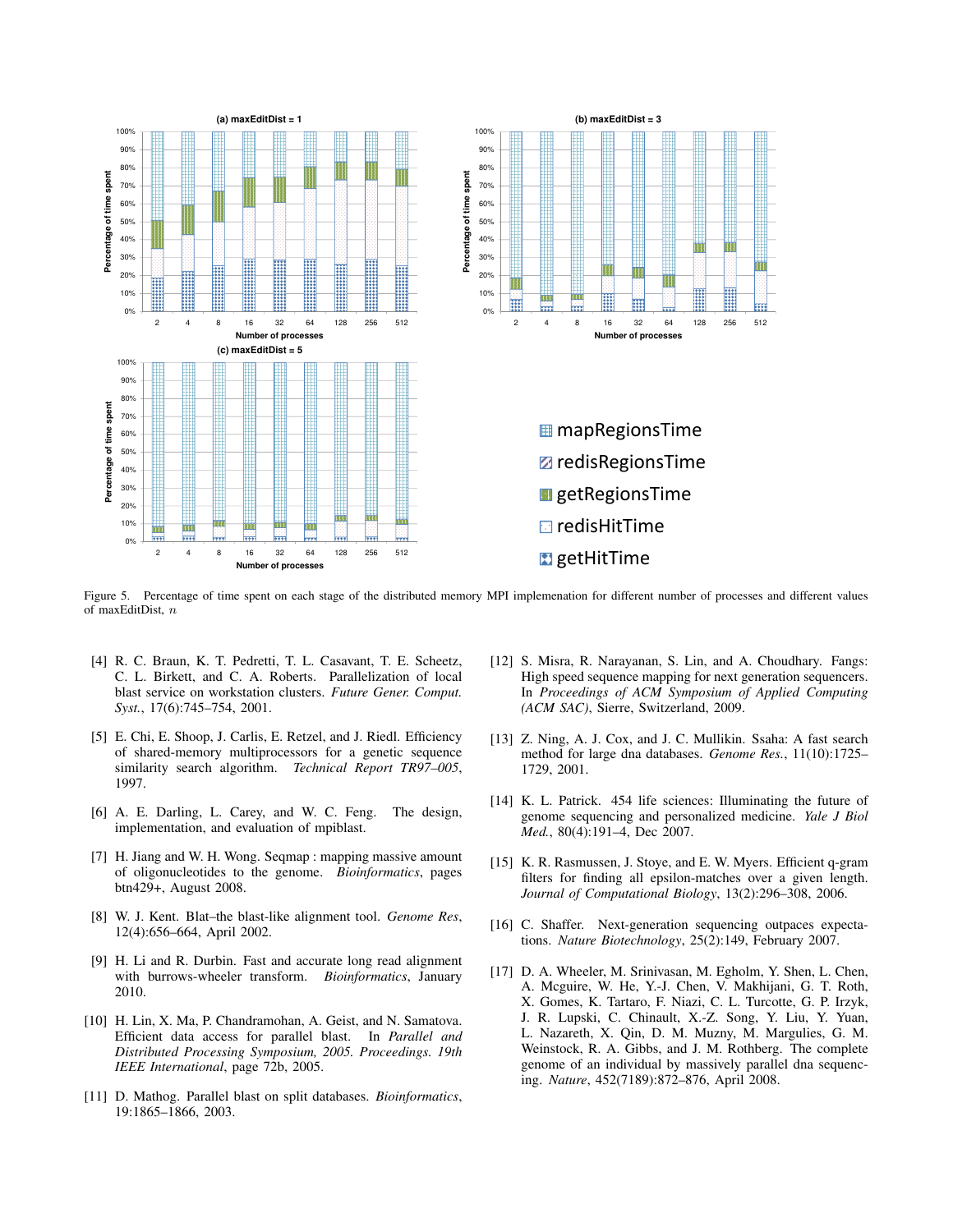(a) maxEditDist = 1

100%
90%
80%
70%
60%
50%
40%
30%
20%
10%
0%

Percentage of time spent

2 4 8 16 32 64 128 256 512

Number of processes

(b) maxEditDist = 3

100%
90%
80%
70%
60%
50%
40%
30%
20%
10%
0%

Percentage of time spent

2 4 8 16 32 64 128 256 512

Number of processes

(c) maxEditDist = 5

100%
90%
80%
70%
60%
50%
40%
30%
20%
10%
0%

Percentage of time spent

2 4 8 16 32 64 128 256 512

Number of processes

mapRegionsTime
redisRegionsTime
getRegionsTime
redisHitTime
getHitTime

Figure 5. Percentage of time spent on each stage of the distributed memory MPI implemenation for different number of processes and different values of maxEditDist, $n$

[4] R. C. Braun, K. T. Pedretti, T. L. Casavant, T. E. Scheetz, C. L. Birkett, and C. A. Roberts. Parallelization of local blast service on workstation clusters. *Future Gener. Comput. Syst.*, 17(6):745–754, 2001.

[5] E. Chi, E. Shoop, J. Carlis, E. Retzel, and J. Riedl. Efficiency of shared-memory multiprocessors for a genetic sequence similarity search algorithm. *Technical Report TR97–005*, 1997.

[6] A. E. Darling, L. Carey, and W. C. Feng. The design, implementation, and evaluation of mpiblast.

[7] H. Jiang and W. H. Wong. Seqmap : mapping massive amount of oligonucleotides to the genome. *Bioinformatics*, pages btn429+, August 2008.

[8] W. J. Kent. Blat–the blast-like alignment tool. *Genome Res*, 12(4):656–664, April 2002.

[9] H. Li and R. Durbin. Fast and accurate long read alignment with burrows-wheeler transform. *Bioinformatics*, January 2010.

[10] H. Lin, X. Ma, P. Chandramohan, A. Geist, and N. Samatova. Efficient data access for parallel blast. In *Parallel and Distributed Processing Symposium, 2005. Proceedings. 19th IEEE International*, page 72b, 2005.

[11] D. Mathog. Parallel blast on split databases. *Bioinformatics*, 19:1865–1866, 2003.

[12] S. Misra, R. Narayanan, S. Lin, and A. Choudhary. Fangs: High speed sequence mapping for next generation sequencers. In *Proceedings of ACM Symposium of Applied Computing (ACM SAC)*, Sierre, Switzerland, 2009.

[13] Z. Ning, A. J. Cox, and J. C. Mullikin. Ssaha: A fast search method for large dna databases. *Genome Res.*, 11(10):1725–1729, 2001.

[14] K. L. Patrick. 454 life sciences: Illuminating the future of genome sequencing and personalized medicine. *Yale J Biol Med.*, 80(4):191–4, Dec 2007.

[15] K. R. Rasmussen, J. Stoye, and E. W. Myers. Efficient q-gram filters for finding all epsilon-matches over a given length. *Journal of Computational Biology*, 13(2):296–308, 2006.

[16] C. Shaffer. Next-generation sequencing outpaces expectations. *Nature Biotechnology*, 25(2):149, February 2007.

[17] D. A. Wheeler, M. Srinivasan, M. Egholm, Y. Shen, L. Chen, A. Mcguire, W. He, Y.-J. Chen, V. Makhijani, G. T. Roth, X. Gomes, K. Tartaro, F. Niazi, C. L. Turcotte, G. P. Irzyk, J. R. Lupski, C. Chinault, X.-Z. Song, Y. Liu, Y. Yuan, L. Nazareth, X. Qin, D. M. Muzny, M. Margulies, G. M. Weinstock, R. A. Gibbs, and J. M. Rothberg. The complete genome of an individual by massively parallel dna sequencing. *Nature*, 452(7189):872–876, April 2008.